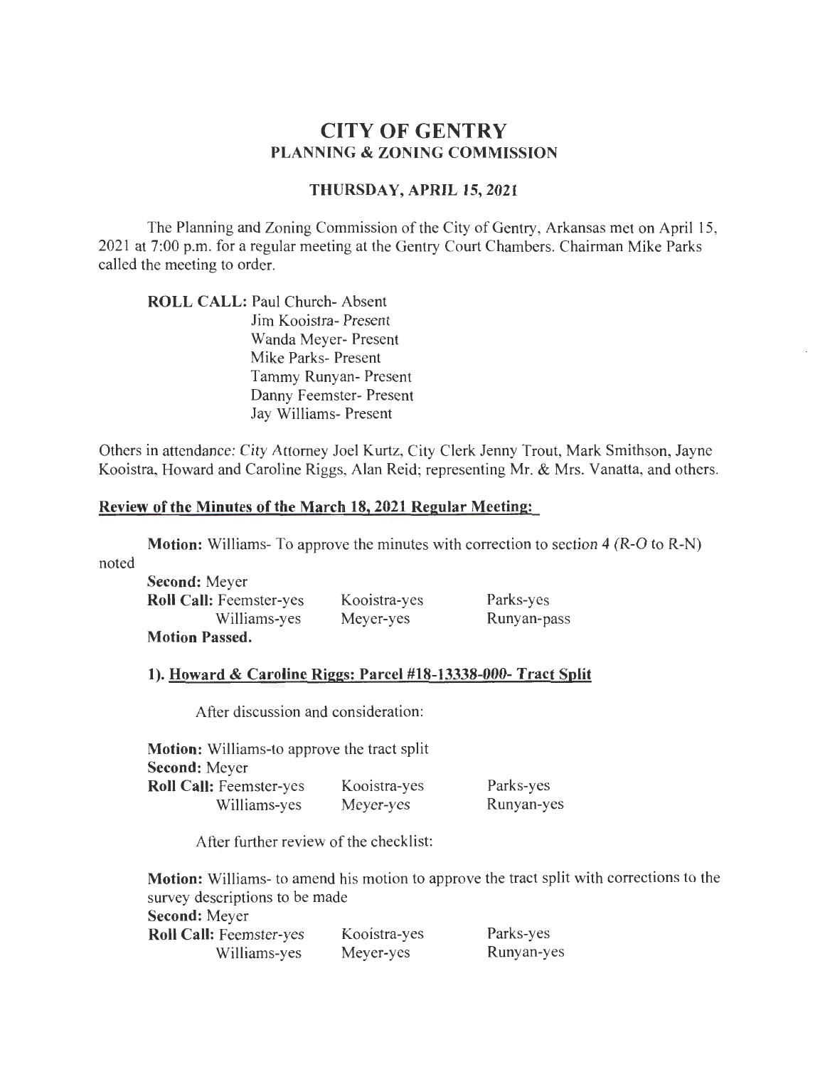# CITY OF GENTRY
## PLANNING & ZONING COMMISSION

### THURSDAY, APRIL 15, 2021

The Planning and Zoning Commission of the City of Gentry, Arkansas met on April 15, 2021 at 7:00 p.m. for a regular meeting at the Gentry Court Chambers. Chairman Mike Parks called the meeting to order.

**ROLL CALL:** Paul Church- Absent
Jim Kooistra- Present
Wanda Meyer- Present
Mike Parks- Present
Tammy Runyan- Present
Danny Feemster- Present
Jay Williams- Present

Others in attendance: City Attorney Joel Kurtz, City Clerk Jenny Trout, Mark Smithson, Jayne Kooistra, Howard and Caroline Riggs, Alan Reid; representing Mr. & Mrs. Vanatta, and others.

**Review of the Minutes of the March 18, 2021 Regular Meeting:**

**Motion:** Williams- To approve the minutes with correction to section 4 (R-O to R-N) noted

**Second:** Meyer

| **Roll Call:** Feemster-yes | Kooistra-yes | Parks-yes |
|---|---|---|
| Williams-yes | Meyer-yes | Runyan-pass |

**Motion Passed.**

**1). Howard & Caroline Riggs: Parcel #18-13338-000- Tract Split**

After discussion and consideration:

**Motion:** Williams-to approve the tract split

**Second:** Meyer

| **Roll Call:** Feemster-yes | Kooistra-yes | Parks-yes |
|---|---|---|
| Williams-yes | Meyer-yes | Runyan-yes |

After further review of the checklist:

**Motion:** Williams- to amend his motion to approve the tract split with corrections to the survey descriptions to be made

**Second:** Meyer

| **Roll Call:** Feemster-yes | Kooistra-yes | Parks-yes |
|---|---|---|
| Williams-yes | Meyer-yes | Runyan-yes |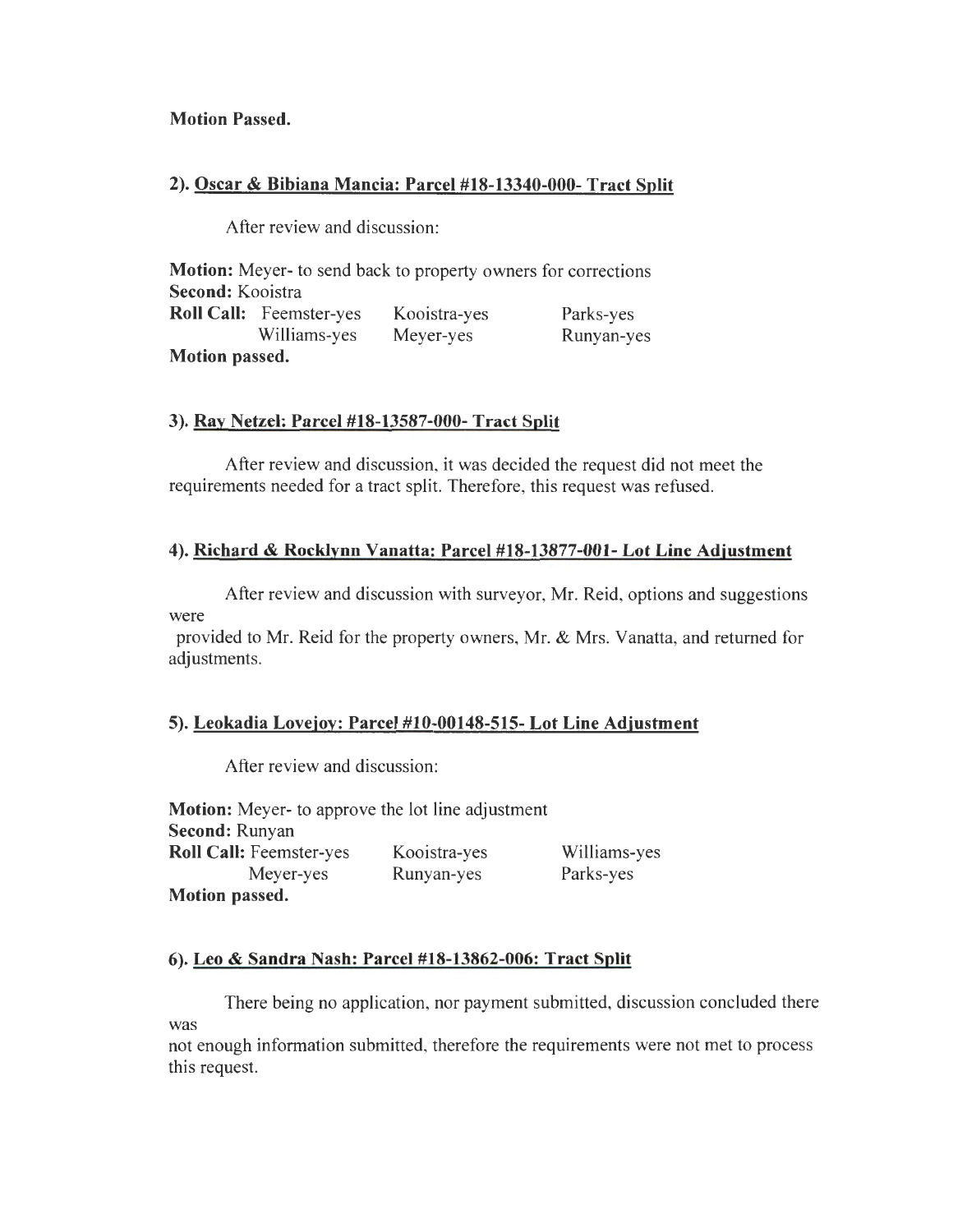**Motion Passed.**

**2). Oscar & Bibiana Mancia: Parcel #18-13340-000- Tract Split**

After review and discussion:

**Motion:** Meyer- to send back to property owners for corrections
**Second:** Kooistra
**Roll Call:** Feemster-yes Kooistra-yes Parks-yes
Williams-yes Meyer-yes Runyan-yes
**Motion passed.**

**3). Ray Netzel: Parcel #18-13587-000- Tract Split**

After review and discussion, it was decided the request did not meet the requirements needed for a tract split. Therefore, this request was refused.

**4). Richard & Rocklynn Vanatta: Parcel #18-13877-001- Lot Line Adjustment**

After review and discussion with surveyor, Mr. Reid, options and suggestions were provided to Mr. Reid for the property owners, Mr. & Mrs. Vanatta, and returned for adjustments.

**5). Leokadia Lovejoy: Parcel #10-00148-515- Lot Line Adjustment**

After review and discussion:

**Motion:** Meyer- to approve the lot line adjustment
**Second:** Runyan
**Roll Call:** Feemster-yes Kooistra-yes Williams-yes
Meyer-yes Runyan-yes Parks-yes
**Motion passed.**

**6). Leo & Sandra Nash: Parcel #18-13862-006: Tract Split**

There being no application, nor payment submitted, discussion concluded there was not enough information submitted, therefore the requirements were not met to process this request.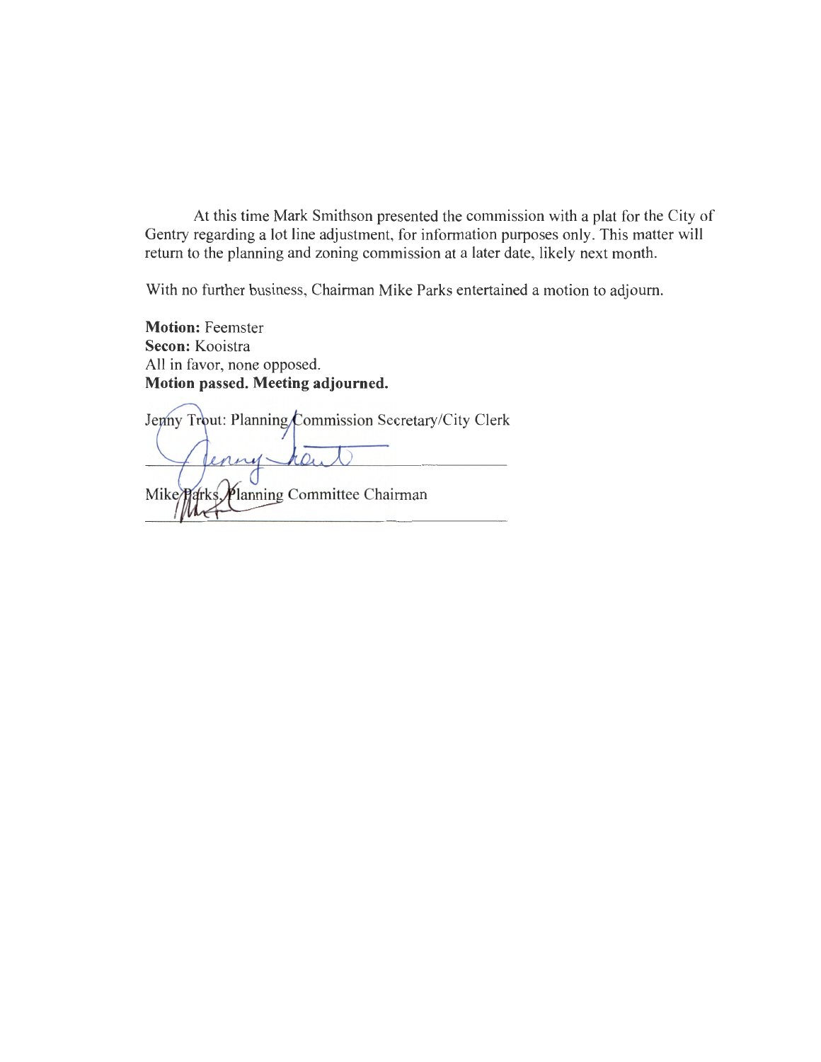At this time Mark Smithson presented the commission with a plat for the City of Gentry regarding a lot line adjustment, for information purposes only. This matter will return to the planning and zoning commission at a later date, likely next month.

With no further business, Chairman Mike Parks entertained a motion to adjourn.

**Motion:** Feemster
**Secon:** Kooistra
All in favor, none opposed.
**Motion passed. Meeting adjourned.**

Jenny Trout: Planning Commission Secretary/City Clerk

\_\_\_\_\_\_\_\_\_\_\_\_\_\_\_\_\_\_\_\_\_\_\_\_\_\_\_\_\_\_\_\_\_\_\_\_\_\_\_\_

Mike Parks, Planning Committee Chairman

\_\_\_\_\_\_\_\_\_\_\_\_\_\_\_\_\_\_\_\_\_\_\_\_\_\_\_\_\_\_\_\_\_\_\_\_\_\_\_\_